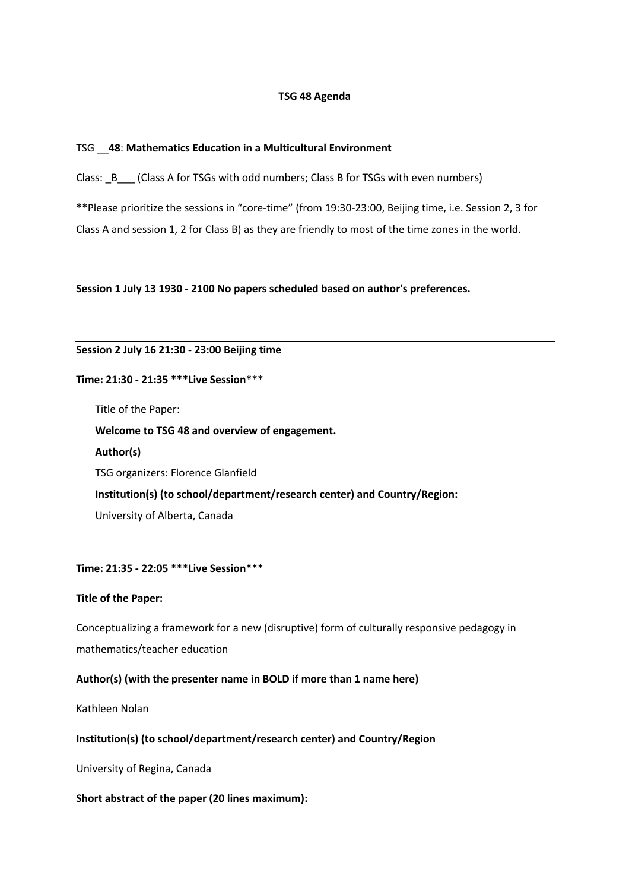**TSG 48 Agenda**

TSG __**48**: **Mathematics Education in a Multicultural Environment**

Class: _B___ (Class A for TSGs with odd numbers; Class B for TSGs with even numbers)

**Please prioritize the sessions in "core-time" (from 19:30-23:00, Beijing time, i.e. Session 2, 3 for Class A and session 1, 2 for Class B) as they are friendly to most of the time zones in the world.

**Session 1 July 13 1930 - 2100 No papers scheduled based on author's preferences.**

---

**Session 2 July 16 21:30 - 23:00 Beijing time**

**Time: 21:30 - 21:35 ***Live Session*****

Title of the Paper:

**Welcome to TSG 48 and overview of engagement.**

**Author(s)**

TSG organizers: Florence Glanfield

**Institution(s) (to school/department/research center) and Country/Region:**

University of Alberta, Canada

---

**Time: 21:35 - 22:05 ***Live Session*****

**Title of the Paper:**

Conceptualizing a framework for a new (disruptive) form of culturally responsive pedagogy in mathematics/teacher education

**Author(s) (with the presenter name in BOLD if more than 1 name here)**

Kathleen Nolan

**Institution(s) (to school/department/research center) and Country/Region**

University of Regina, Canada

**Short abstract of the paper (20 lines maximum):**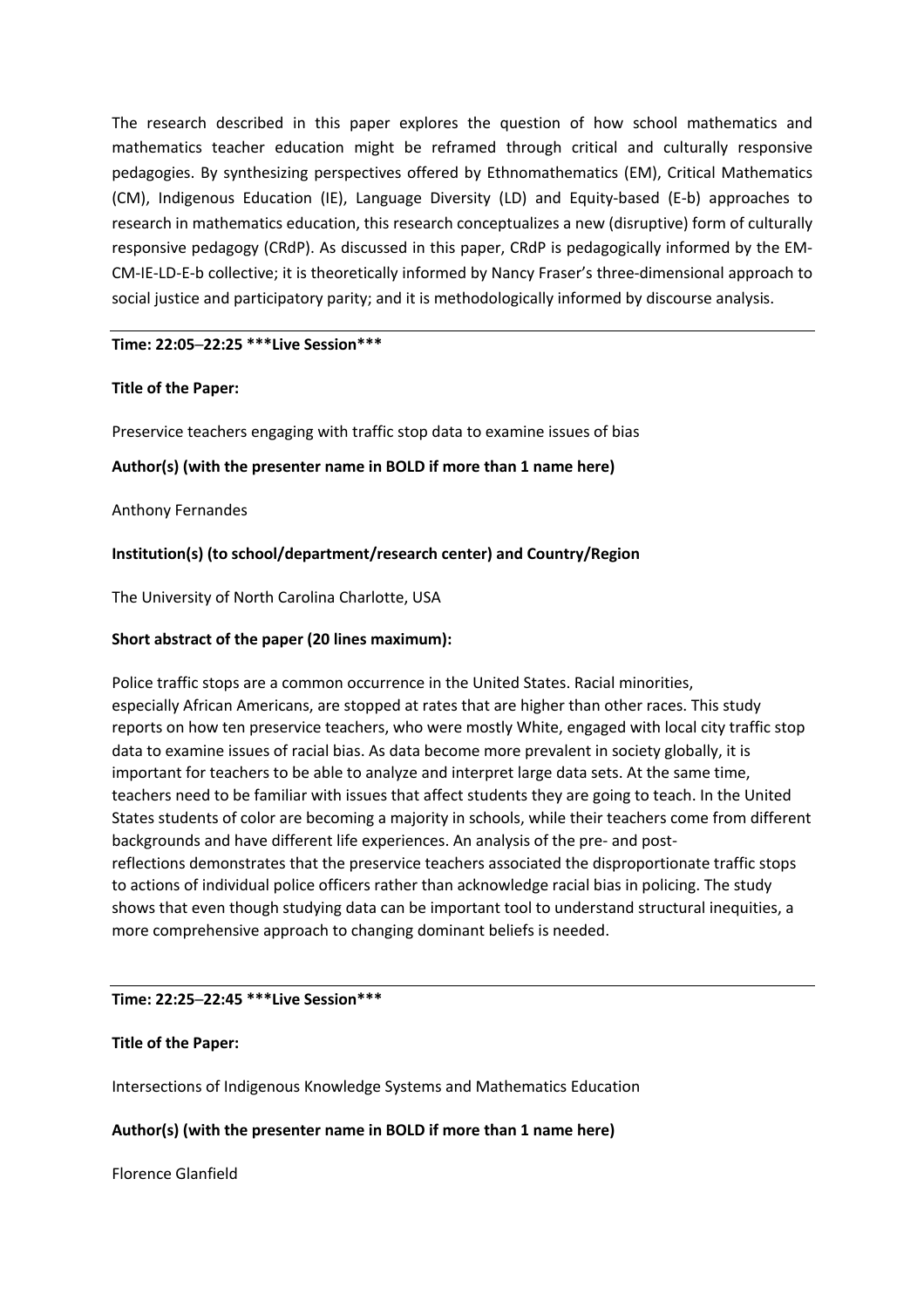The research described in this paper explores the question of how school mathematics and mathematics teacher education might be reframed through critical and culturally responsive pedagogies. By synthesizing perspectives offered by Ethnomathematics (EM), Critical Mathematics (CM), Indigenous Education (IE), Language Diversity (LD) and Equity-based (E-b) approaches to research in mathematics education, this research conceptualizes a new (disruptive) form of culturally responsive pedagogy (CRdP). As discussed in this paper, CRdP is pedagogically informed by the EM-CM-IE-LD-E-b collective; it is theoretically informed by Nancy Fraser's three-dimensional approach to social justice and participatory parity; and it is methodologically informed by discourse analysis.

---

**Time: 22:05–22:25 ***Live Session*****

**Title of the Paper:**

Preservice teachers engaging with traffic stop data to examine issues of bias

**Author(s) (with the presenter name in BOLD if more than 1 name here)**

Anthony Fernandes

**Institution(s) (to school/department/research center) and Country/Region**

The University of North Carolina Charlotte, USA

**Short abstract of the paper (20 lines maximum):**

Police traffic stops are a common occurrence in the United States. Racial minorities, especially African Americans, are stopped at rates that are higher than other races. This study reports on how ten preservice teachers, who were mostly White, engaged with local city traffic stop data to examine issues of racial bias. As data become more prevalent in society globally, it is important for teachers to be able to analyze and interpret large data sets. At the same time, teachers need to be familiar with issues that affect students they are going to teach. In the United States students of color are becoming a majority in schools, while their teachers come from different backgrounds and have different life experiences. An analysis of the pre- and post-reflections demonstrates that the preservice teachers associated the disproportionate traffic stops to actions of individual police officers rather than acknowledge racial bias in policing. The study shows that even though studying data can be important tool to understand structural inequities, a more comprehensive approach to changing dominant beliefs is needed.

---

**Time: 22:25–22:45 ***Live Session*****

**Title of the Paper:**

Intersections of Indigenous Knowledge Systems and Mathematics Education

**Author(s) (with the presenter name in BOLD if more than 1 name here)**

Florence Glanfield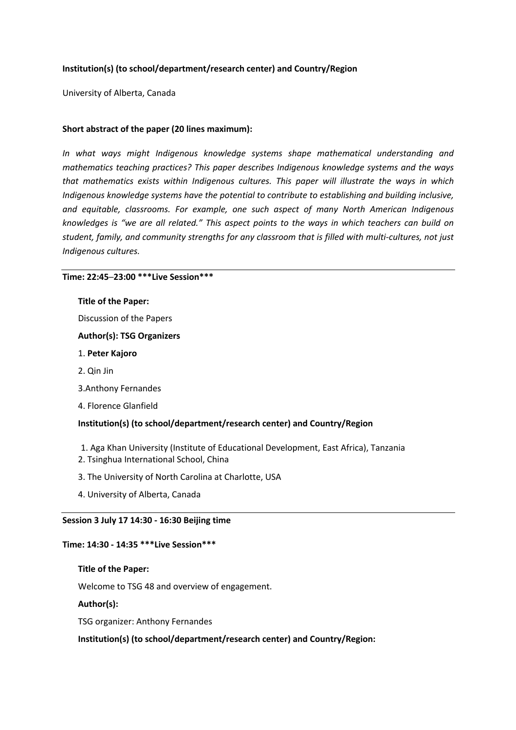**Institution(s) (to school/department/research center) and Country/Region**

University of Alberta, Canada

**Short abstract of the paper (20 lines maximum):**

*In what ways might Indigenous knowledge systems shape mathematical understanding and mathematics teaching practices? This paper describes Indigenous knowledge systems and the ways that mathematics exists within Indigenous cultures. This paper will illustrate the ways in which Indigenous knowledge systems have the potential to contribute to establishing and building inclusive, and equitable, classrooms. For example, one such aspect of many North American Indigenous knowledges is "we are all related." This aspect points to the ways in which teachers can build on student, family, and community strengths for any classroom that is filled with multi-cultures, not just Indigenous cultures.*

---

**Time: 22:45–23:00 ***Live Session*****

**Title of the Paper:**

Discussion of the Papers

**Author(s): TSG Organizers**

1. **Peter Kajoro**
2. Qin Jin
3. Anthony Fernandes
4. Florence Glanfield

**Institution(s) (to school/department/research center) and Country/Region**

1. Aga Khan University (Institute of Educational Development, East Africa), Tanzania
2. Tsinghua International School, China
3. The University of North Carolina at Charlotte, USA
4. University of Alberta, Canada

---

**Session 3 July 17 14:30 - 16:30 Beijing time**

**Time: 14:30 - 14:35 ***Live Session*****

**Title of the Paper:**

Welcome to TSG 48 and overview of engagement.

**Author(s):**

TSG organizer: Anthony Fernandes

**Institution(s) (to school/department/research center) and Country/Region:**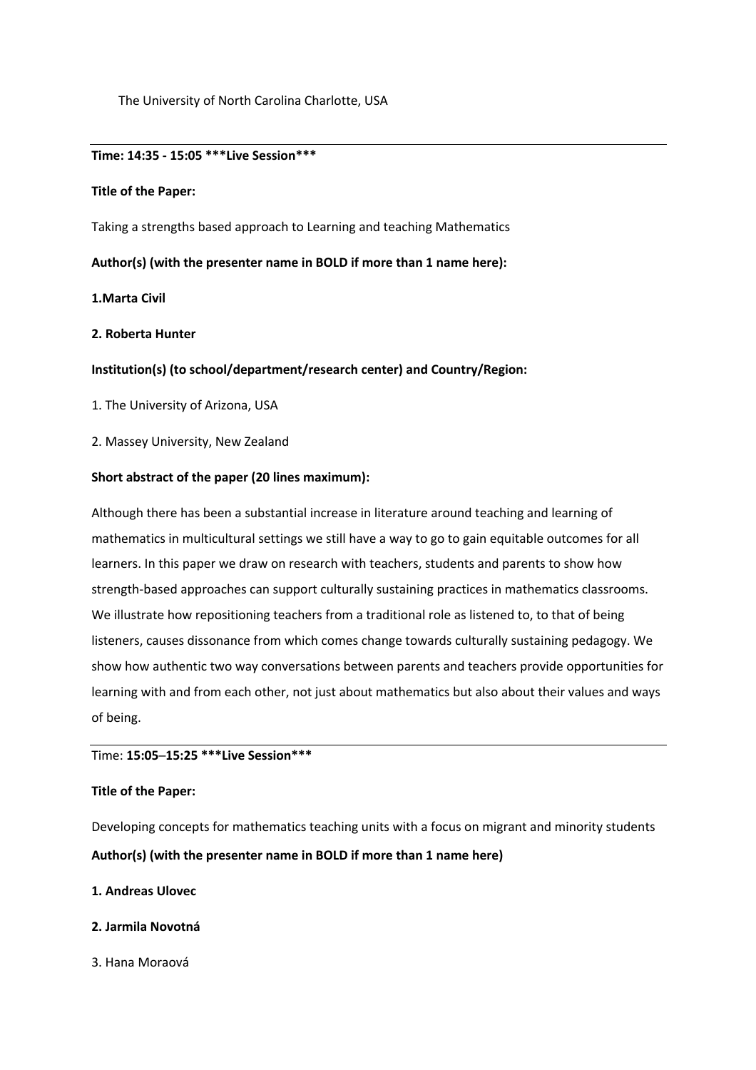The University of North Carolina Charlotte, USA

---

**Time: 14:35 - 15:05 ***Live Session*****

**Title of the Paper:**

Taking a strengths based approach to Learning and teaching Mathematics

**Author(s) (with the presenter name in BOLD if more than 1 name here):**

**1.Marta Civil**

**2. Roberta Hunter**

**Institution(s) (to school/department/research center) and Country/Region:**

1. The University of Arizona, USA

2. Massey University, New Zealand

**Short abstract of the paper (20 lines maximum):**

Although there has been a substantial increase in literature around teaching and learning of mathematics in multicultural settings we still have a way to go to gain equitable outcomes for all learners. In this paper we draw on research with teachers, students and parents to show how strength-based approaches can support culturally sustaining practices in mathematics classrooms. We illustrate how repositioning teachers from a traditional role as listened to, to that of being listeners, causes dissonance from which comes change towards culturally sustaining pedagogy. We show how authentic two way conversations between parents and teachers provide opportunities for learning with and from each other, not just about mathematics but also about their values and ways of being.

---

Time: **15:05–15:25 ***Live Session*****

**Title of the Paper:**

Developing concepts for mathematics teaching units with a focus on migrant and minority students

**Author(s) (with the presenter name in BOLD if more than 1 name here)**

**1. Andreas Ulovec**

**2. Jarmila Novotná**

3. Hana Moraová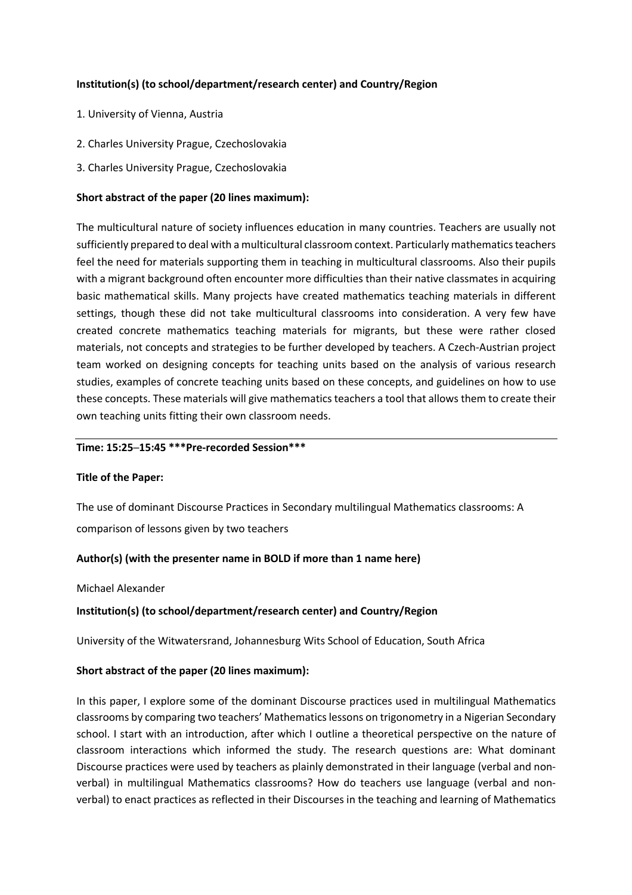**Institution(s) (to school/department/research center) and Country/Region**

1. University of Vienna, Austria

2. Charles University Prague, Czechoslovakia

3. Charles University Prague, Czechoslovakia

**Short abstract of the paper (20 lines maximum):**

The multicultural nature of society influences education in many countries. Teachers are usually not sufficiently prepared to deal with a multicultural classroom context. Particularly mathematics teachers feel the need for materials supporting them in teaching in multicultural classrooms. Also their pupils with a migrant background often encounter more difficulties than their native classmates in acquiring basic mathematical skills. Many projects have created mathematics teaching materials in different settings, though these did not take multicultural classrooms into consideration. A very few have created concrete mathematics teaching materials for migrants, but these were rather closed materials, not concepts and strategies to be further developed by teachers. A Czech-Austrian project team worked on designing concepts for teaching units based on the analysis of various research studies, examples of concrete teaching units based on these concepts, and guidelines on how to use these concepts. These materials will give mathematics teachers a tool that allows them to create their own teaching units fitting their own classroom needs.

---

**Time: 15:25–15:45 ***Pre-recorded Session*****

**Title of the Paper:**

The use of dominant Discourse Practices in Secondary multilingual Mathematics classrooms: A comparison of lessons given by two teachers

**Author(s) (with the presenter name in BOLD if more than 1 name here)**

Michael Alexander

**Institution(s) (to school/department/research center) and Country/Region**

University of the Witwatersrand, Johannesburg Wits School of Education, South Africa

**Short abstract of the paper (20 lines maximum):**

In this paper, I explore some of the dominant Discourse practices used in multilingual Mathematics classrooms by comparing two teachers' Mathematics lessons on trigonometry in a Nigerian Secondary school. I start with an introduction, after which I outline a theoretical perspective on the nature of classroom interactions which informed the study. The research questions are: What dominant Discourse practices were used by teachers as plainly demonstrated in their language (verbal and non-verbal) in multilingual Mathematics classrooms? How do teachers use language (verbal and non-verbal) to enact practices as reflected in their Discourses in the teaching and learning of Mathematics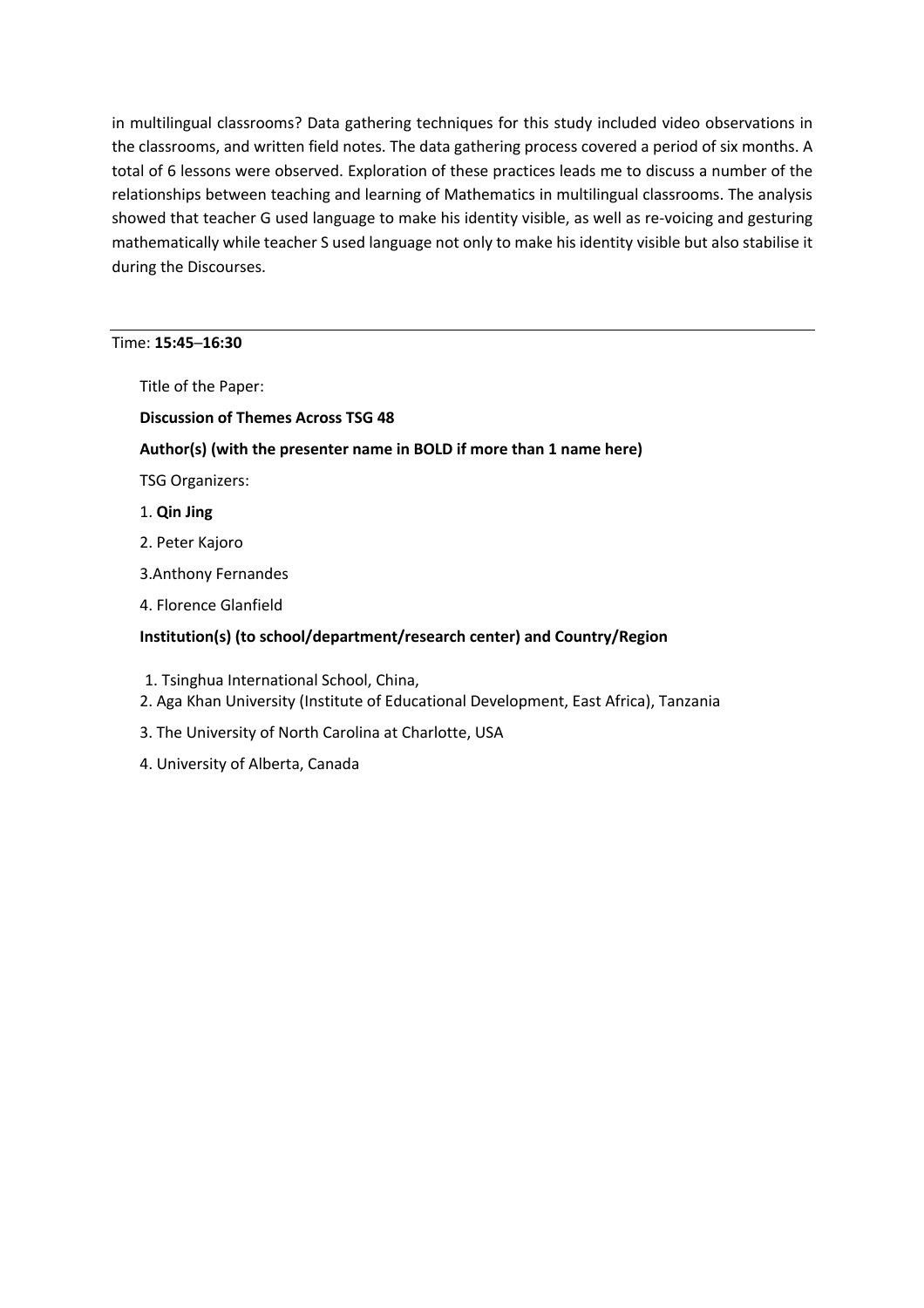in multilingual classrooms? Data gathering techniques for this study included video observations in the classrooms, and written field notes. The data gathering process covered a period of six months. A total of 6 lessons were observed. Exploration of these practices leads me to discuss a number of the relationships between teaching and learning of Mathematics in multilingual classrooms. The analysis showed that teacher G used language to make his identity visible, as well as re-voicing and gesturing mathematically while teacher S used language not only to make his identity visible but also stabilise it during the Discourses.

---

Time: **15:45–16:30**

Title of the Paper:

**Discussion of Themes Across TSG 48**

**Author(s) (with the presenter name in BOLD if more than 1 name here)**

TSG Organizers:

1. **Qin Jing**
2. Peter Kajoro
3. Anthony Fernandes
4. Florence Glanfield

**Institution(s) (to school/department/research center) and Country/Region**

1. Tsinghua International School, China,
2. Aga Khan University (Institute of Educational Development, East Africa), Tanzania
3. The University of North Carolina at Charlotte, USA
4. University of Alberta, Canada